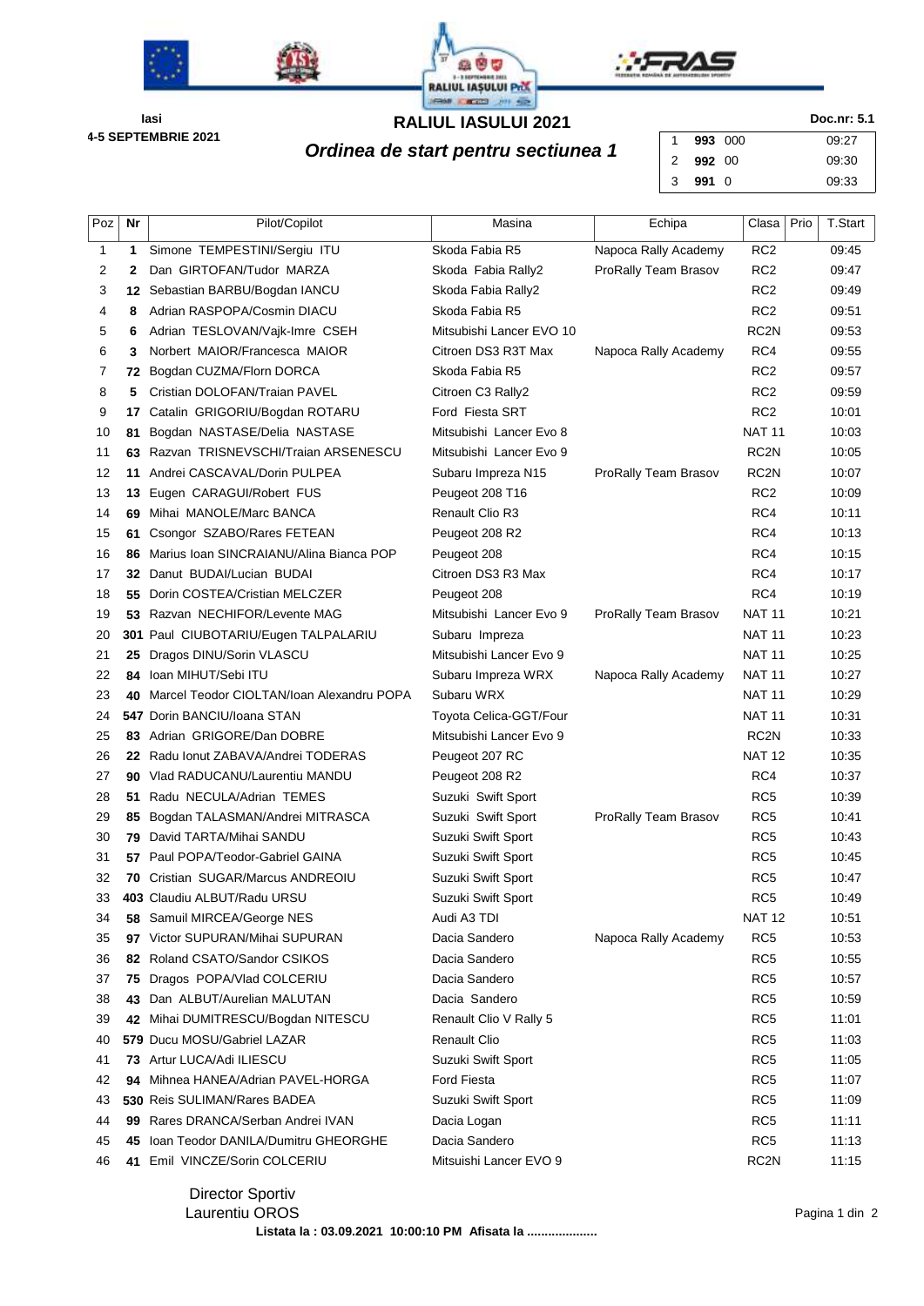Iasi
4-5 SEPTEMBRIE 2021

# RALIUL IASULUI 2021

## *Ordinea de start pentru sectiunea 1*

Doc.nr: 5.1

| | | |
|---|---|---|
| 1 | **993** 000 | 09:27 |
| 2 | **992** 00 | 09:30 |
| 3 | **991** 0 | 09:33 |

| Poz | Nr | Pilot/Copilot | Masina | Echipa | Clasa | Prio | T.Start |
|---|---|---|---|---|---|---|---|
| 1 | **1** | Simone TEMPESTINI/Sergiu ITU | Skoda Fabia R5 | Napoca Rally Academy | RC2 | | 09:45 |
| 2 | **2** | Dan GIRTOFAN/Tudor MARZA | Skoda Fabia Rally2 | ProRally Team Brasov | RC2 | | 09:47 |
| 3 | **12** | Sebastian BARBU/Bogdan IANCU | Skoda Fabia Rally2 | | RC2 | | 09:49 |
| 4 | **8** | Adrian RASPOPA/Cosmin DIACU | Skoda Fabia R5 | | RC2 | | 09:51 |
| 5 | **6** | Adrian TESLOVAN/Vajk-Imre CSEH | Mitsubishi Lancer EVO 10 | | RC2N | | 09:53 |
| 6 | **3** | Norbert MAIOR/Francesca MAIOR | Citroen DS3 R3T Max | Napoca Rally Academy | RC4 | | 09:55 |
| 7 | **72** | Bogdan CUZMA/Florn DORCA | Skoda Fabia R5 | | RC2 | | 09:57 |
| 8 | **5** | Cristian DOLOFAN/Traian PAVEL | Citroen C3 Rally2 | | RC2 | | 09:59 |
| 9 | **17** | Catalin GRIGORIU/Bogdan ROTARU | Ford Fiesta SRT | | RC2 | | 10:01 |
| 10 | **81** | Bogdan NASTASE/Delia NASTASE | Mitsubishi Lancer Evo 8 | | NAT 11 | | 10:03 |
| 11 | **63** | Razvan TRISNEVSCHI/Traian ARSENESCU | Mitsubishi Lancer Evo 9 | | RC2N | | 10:05 |
| 12 | **11** | Andrei CASCAVAL/Dorin PULPEA | Subaru Impreza N15 | ProRally Team Brasov | RC2N | | 10:07 |
| 13 | **13** | Eugen CARAGUI/Robert FUS | Peugeot 208 T16 | | RC2 | | 10:09 |
| 14 | **69** | Mihai MANOLE/Marc BANCA | Renault Clio R3 | | RC4 | | 10:11 |
| 15 | **61** | Csongor SZABO/Rares FETEAN | Peugeot 208 R2 | | RC4 | | 10:13 |
| 16 | **86** | Marius Ioan SINCRAIANU/Alina Bianca POP | Peugeot 208 | | RC4 | | 10:15 |
| 17 | **32** | Danut BUDAI/Lucian BUDAI | Citroen DS3 R3 Max | | RC4 | | 10:17 |
| 18 | **55** | Dorin COSTEA/Cristian MELCZER | Peugeot 208 | | RC4 | | 10:19 |
| 19 | **53** | Razvan NECHIFOR/Levente MAG | Mitsubishi Lancer Evo 9 | ProRally Team Brasov | NAT 11 | | 10:21 |
| 20 | **301** | Paul CIUBOTARIU/Eugen TALPALARIU | Subaru Impreza | | NAT 11 | | 10:23 |
| 21 | **25** | Dragos DINU/Sorin VLASCU | Mitsubishi Lancer Evo 9 | | NAT 11 | | 10:25 |
| 22 | **84** | Ioan MIHUT/Sebi ITU | Subaru Impreza WRX | Napoca Rally Academy | NAT 11 | | 10:27 |
| 23 | **40** | Marcel Teodor CIOLTAN/Ioan Alexandru POPA | Subaru WRX | | NAT 11 | | 10:29 |
| 24 | **547** | Dorin BANCIU/Ioana STAN | Toyota Celica-GGT/Four | | NAT 11 | | 10:31 |
| 25 | **83** | Adrian GRIGORE/Dan DOBRE | Mitsubishi Lancer Evo 9 | | RC2N | | 10:33 |
| 26 | **22** | Radu Ionut ZABAVA/Andrei TODERAS | Peugeot 207 RC | | NAT 12 | | 10:35 |
| 27 | **90** | Vlad RADUCANU/Laurentiu MANDU | Peugeot 208 R2 | | RC4 | | 10:37 |
| 28 | **51** | Radu NECULA/Adrian TEMES | Suzuki Swift Sport | | RC5 | | 10:39 |
| 29 | **85** | Bogdan TALASMAN/Andrei MITRASCA | Suzuki Swift Sport | ProRally Team Brasov | RC5 | | 10:41 |
| 30 | **79** | David TARTA/Mihai SANDU | Suzuki Swift Sport | | RC5 | | 10:43 |
| 31 | **57** | Paul POPA/Teodor-Gabriel GAINA | Suzuki Swift Sport | | RC5 | | 10:45 |
| 32 | **70** | Cristian SUGAR/Marcus ANDREOIU | Suzuki Swift Sport | | RC5 | | 10:47 |
| 33 | **403** | Claudiu ALBUT/Radu URSU | Suzuki Swift Sport | | RC5 | | 10:49 |
| 34 | **58** | Samuil MIRCEA/George NES | Audi A3 TDI | | NAT 12 | | 10:51 |
| 35 | **97** | Victor SUPURAN/Mihai SUPURAN | Dacia Sandero | Napoca Rally Academy | RC5 | | 10:53 |
| 36 | **82** | Roland CSATO/Sandor CSIKOS | Dacia Sandero | | RC5 | | 10:55 |
| 37 | **75** | Dragos POPA/Vlad COLCERIU | Dacia Sandero | | RC5 | | 10:57 |
| 38 | **43** | Dan ALBUT/Aurelian MALUTAN | Dacia Sandero | | RC5 | | 10:59 |
| 39 | **42** | Mihai DUMITRESCU/Bogdan NITESCU | Renault Clio V Rally 5 | | RC5 | | 11:01 |
| 40 | **579** | Ducu MOSU/Gabriel LAZAR | Renault Clio | | RC5 | | 11:03 |
| 41 | **73** | Artur LUCA/Adi ILIESCU | Suzuki Swift Sport | | RC5 | | 11:05 |
| 42 | **94** | Mihnea HANEA/Adrian PAVEL-HORGA | Ford Fiesta | | RC5 | | 11:07 |
| 43 | **530** | Reis SULIMAN/Rares BADEA | Suzuki Swift Sport | | RC5 | | 11:09 |
| 44 | **99** | Rares DRANCA/Serban Andrei IVAN | Dacia Logan | | RC5 | | 11:11 |
| 45 | **45** | Ioan Teodor DANILA/Dumitru GHEORGHE | Dacia Sandero | | RC5 | | 11:13 |
| 46 | **41** | Emil VINCZE/Sorin COLCERIU | Mitsuishi Lancer EVO 9 | | RC2N | | 11:15 |

Director Sportiv
Laurentiu OROS

**Listata la : 03.09.2021 10:00:10 PM Afisata la ....................**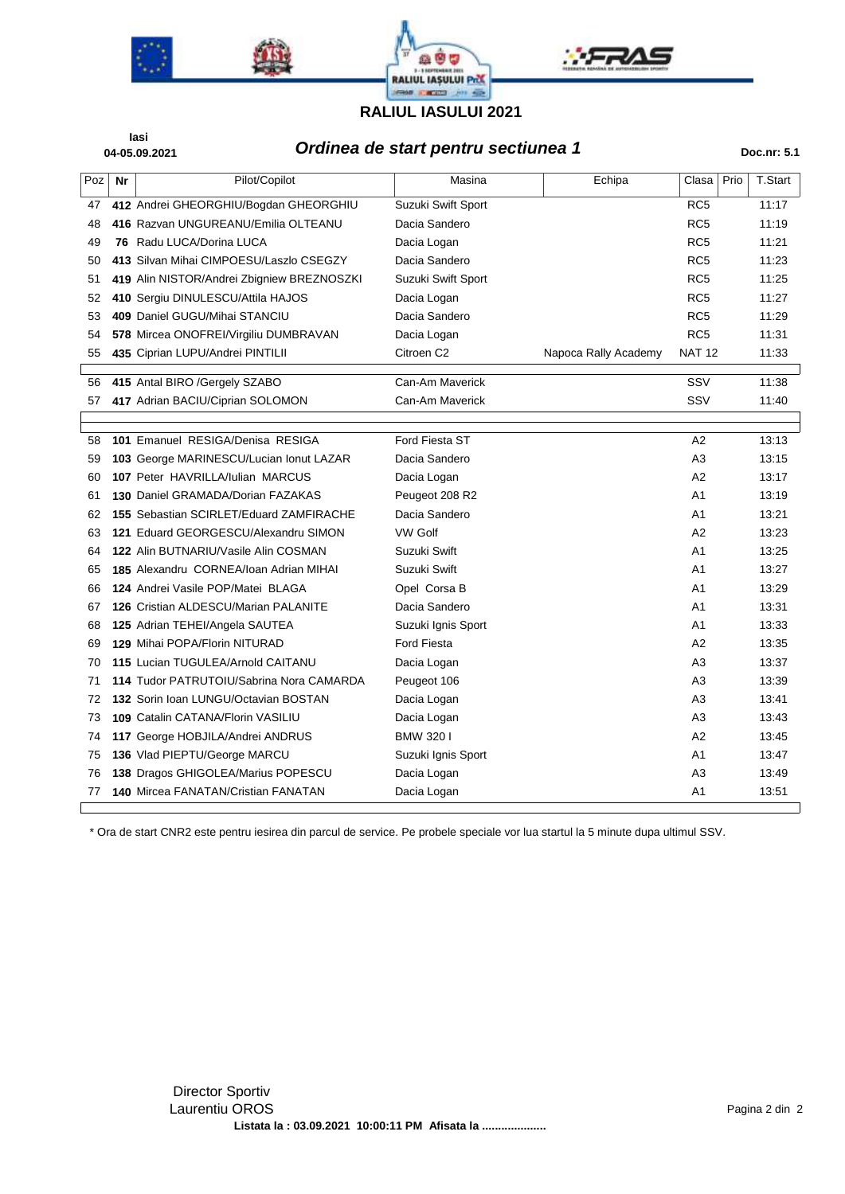## RALIUL IASULUI 2021

**Iasi**
**04-05.09.2021**

### *Ordinea de start pentru sectiunea 1*

**Doc.nr: 5.1**

| Poz | Nr | Pilot/Copilot | Masina | Echipa | Clasa | Prio | T.Start |
|---|---|---|---|---|---|---|---|
| 47 | **412** | Andrei GHEORGHIU/Bogdan GHEORGHIU | Suzuki Swift Sport | | RC5 | | 11:17 |
| 48 | **416** | Razvan UNGUREANU/Emilia OLTEANU | Dacia Sandero | | RC5 | | 11:19 |
| 49 | **76** | Radu LUCA/Dorina LUCA | Dacia Logan | | RC5 | | 11:21 |
| 50 | **413** | Silvan Mihai CIMPOESU/Laszlo CSEGZY | Dacia Sandero | | RC5 | | 11:23 |
| 51 | **419** | Alin NISTOR/Andrei Zbigniew BREZNOSZKI | Suzuki Swift Sport | | RC5 | | 11:25 |
| 52 | **410** | Sergiu DINULESCU/Attila HAJOS | Dacia Logan | | RC5 | | 11:27 |
| 53 | **409** | Daniel GUGU/Mihai STANCIU | Dacia Sandero | | RC5 | | 11:29 |
| 54 | **578** | Mircea ONOFREI/Virgiliu DUMBRAVAN | Dacia Logan | | RC5 | | 11:31 |
| 55 | **435** | Ciprian LUPU/Andrei PINTILII | Citroen C2 | Napoca Rally Academy | NAT 12 | | 11:33 |
| 56 | **415** | Antal BIRO /Gergely SZABO | Can-Am Maverick | | SSV | | 11:38 |
| 57 | **417** | Adrian BACIU/Ciprian SOLOMON | Can-Am Maverick | | SSV | | 11:40 |
| 58 | **101** | Emanuel RESIGA/Denisa RESIGA | Ford Fiesta ST | | A2 | | 13:13 |
| 59 | **103** | George MARINESCU/Lucian Ionut LAZAR | Dacia Sandero | | A3 | | 13:15 |
| 60 | **107** | Peter HAVRILLA/Iulian MARCUS | Dacia Logan | | A2 | | 13:17 |
| 61 | **130** | Daniel GRAMADA/Dorian FAZAKAS | Peugeot 208 R2 | | A1 | | 13:19 |
| 62 | **155** | Sebastian SCIRLET/Eduard ZAMFIRACHE | Dacia Sandero | | A1 | | 13:21 |
| 63 | **121** | Eduard GEORGESCU/Alexandru SIMON | VW Golf | | A2 | | 13:23 |
| 64 | **122** | Alin BUTNARIU/Vasile Alin COSMAN | Suzuki Swift | | A1 | | 13:25 |
| 65 | **185** | Alexandru CORNEA/Ioan Adrian MIHAI | Suzuki Swift | | A1 | | 13:27 |
| 66 | **124** | Andrei Vasile POP/Matei BLAGA | Opel Corsa B | | A1 | | 13:29 |
| 67 | **126** | Cristian ALDESCU/Marian PALANITE | Dacia Sandero | | A1 | | 13:31 |
| 68 | **125** | Adrian TEHEI/Angela SAUTEA | Suzuki Ignis Sport | | A1 | | 13:33 |
| 69 | **129** | Mihai POPA/Florin NITURAD | Ford Fiesta | | A2 | | 13:35 |
| 70 | **115** | Lucian TUGULEA/Arnold CAITANU | Dacia Logan | | A3 | | 13:37 |
| 71 | **114** | Tudor PATRUTOIU/Sabrina Nora CAMARDA | Peugeot 106 | | A3 | | 13:39 |
| 72 | **132** | Sorin Ioan LUNGU/Octavian BOSTAN | Dacia Logan | | A3 | | 13:41 |
| 73 | **109** | Catalin CATANA/Florin VASILIU | Dacia Logan | | A3 | | 13:43 |
| 74 | **117** | George HOBJILA/Andrei ANDRUS | BMW 320 I | | A2 | | 13:45 |
| 75 | **136** | Vlad PIEPTU/George MARCU | Suzuki Ignis Sport | | A1 | | 13:47 |
| 76 | **138** | Dragos GHIGOLEA/Marius POPESCU | Dacia Logan | | A3 | | 13:49 |
| 77 | **140** | Mircea FANATAN/Cristian FANATAN | Dacia Logan | | A1 | | 13:51 |

* Ora de start CNR2 este pentru iesirea din parcul de service. Pe probele speciale vor lua startul la 5 minute dupa ultimul SSV.

Director Sportiv
Laurentiu OROS

**Listata la : 03.09.2021 10:00:11 PM Afisata la ....................**